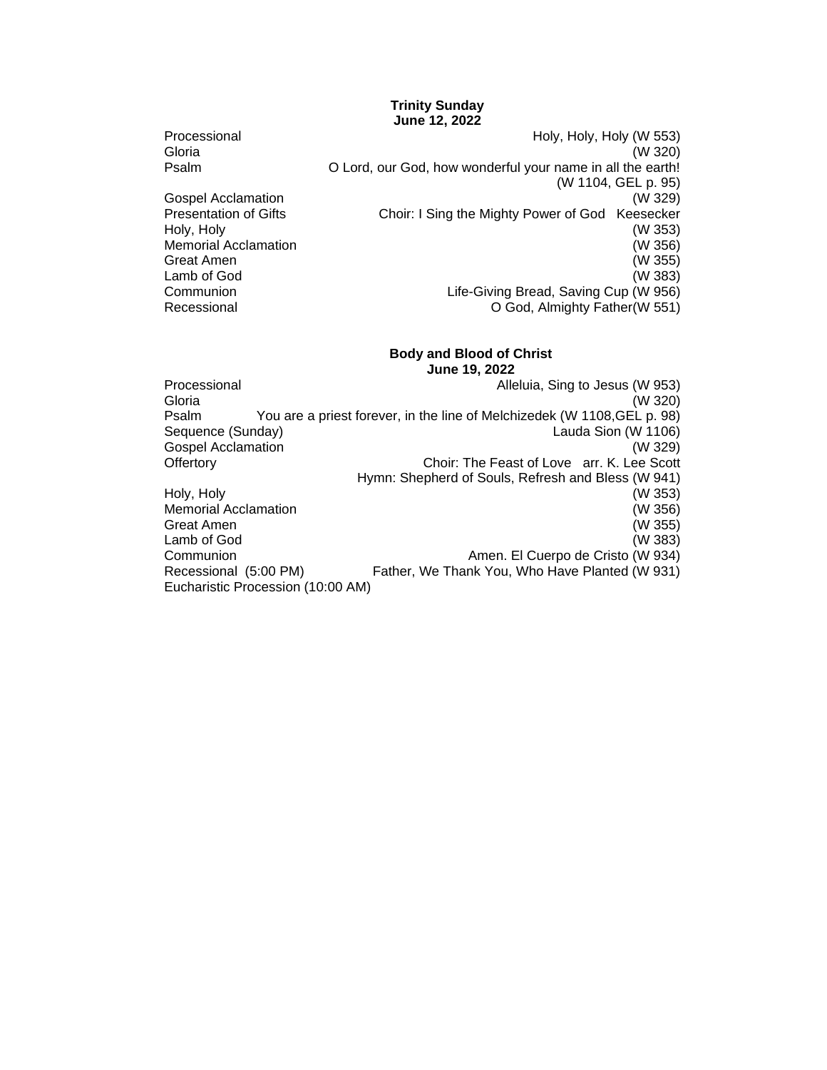**Trinity Sunday**
**June 12, 2022**

| | |
|---|---|
| Processional | Holy, Holy, Holy (W 553) |
| Gloria | (W 320) |
| Psalm | O Lord, our God, how wonderful your name in all the earth! (W 1104, GEL p. 95) |
| Gospel Acclamation | (W 329) |
| Presentation of Gifts | Choir: I Sing the Mighty Power of God Keesecker |
| Holy, Holy | (W 353) |
| Memorial Acclamation | (W 356) |
| Great Amen | (W 355) |
| Lamb of God | (W 383) |
| Communion | Life-Giving Bread, Saving Cup (W 956) |
| Recessional | O God, Almighty Father(W 551) |

**Body and Blood of Christ**
**June 19, 2022**

| | |
|---|---|
| Processional | Alleluia, Sing to Jesus (W 953) |
| Gloria | (W 320) |
| Psalm | You are a priest forever, in the line of Melchizedek (W 1108,GEL p. 98) |
| Sequence (Sunday) | Lauda Sion (W 1106) |
| Gospel Acclamation | (W 329) |
| Offertory | Choir: The Feast of Love arr. K. Lee Scott |
| | Hymn: Shepherd of Souls, Refresh and Bless (W 941) |
| Holy, Holy | (W 353) |
| Memorial Acclamation | (W 356) |
| Great Amen | (W 355) |
| Lamb of God | (W 383) |
| Communion | Amen. El Cuerpo de Cristo (W 934) |
| Recessional (5:00 PM) | Father, We Thank You, Who Have Planted (W 931) |
| Eucharistic Procession (10:00 AM) | |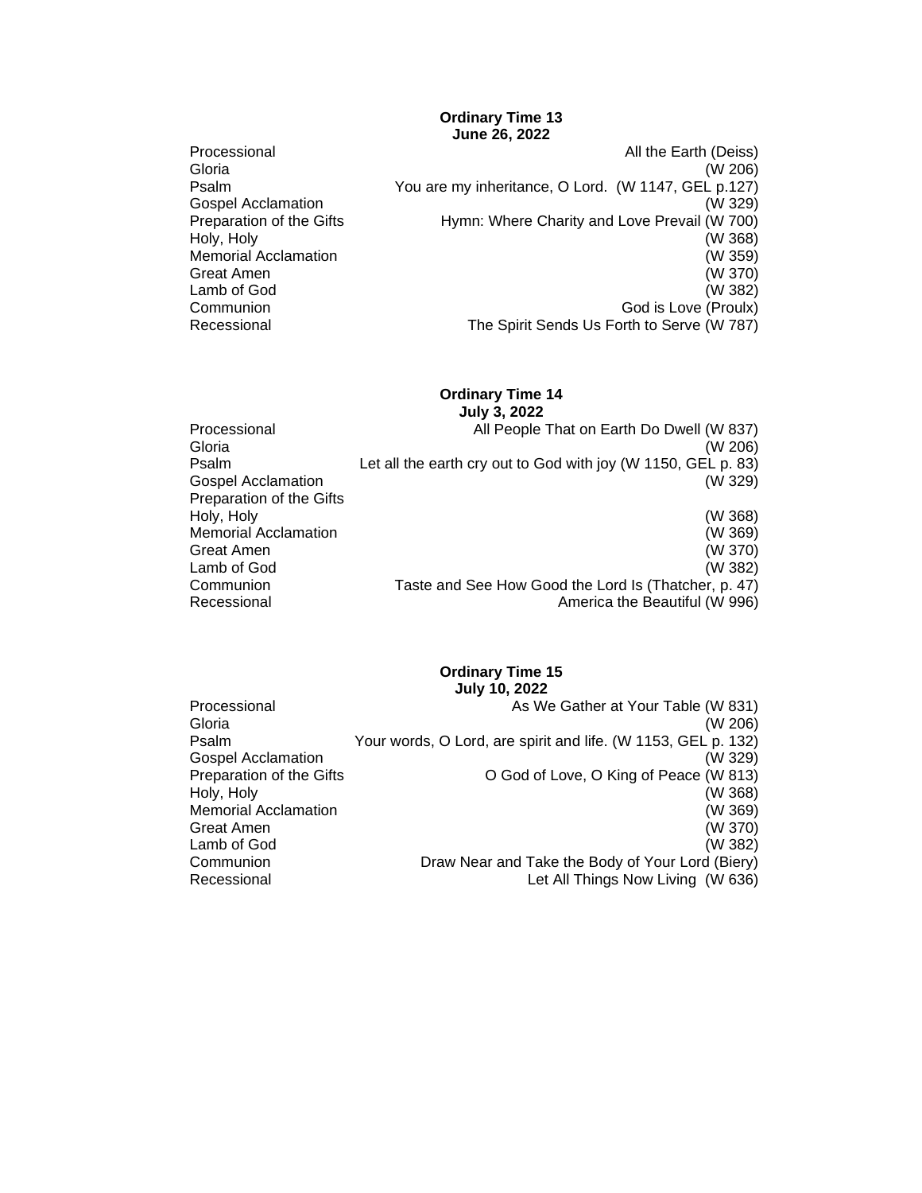**Ordinary Time 13**
**June 26, 2022**

| | |
|---|---|
| Processional | All the Earth (Deiss) |
| Gloria | (W 206) |
| Psalm | You are my inheritance, O Lord.  (W 1147, GEL p.127) |
| Gospel Acclamation | (W 329) |
| Preparation of the Gifts | Hymn: Where Charity and Love Prevail (W 700) |
| Holy, Holy | (W 368) |
| Memorial Acclamation | (W 359) |
| Great Amen | (W 370) |
| Lamb of God | (W 382) |
| Communion | God is Love (Proulx) |
| Recessional | The Spirit Sends Us Forth to Serve (W 787) |

**Ordinary Time 14**
**July 3, 2022**

| | |
|---|---|
| Processional | All People That on Earth Do Dwell (W 837) |
| Gloria | (W 206) |
| Psalm | Let all the earth cry out to God with joy (W 1150, GEL p. 83) |
| Gospel Acclamation | (W 329) |
| Preparation of the Gifts | |
| Holy, Holy | (W 368) |
| Memorial Acclamation | (W 369) |
| Great Amen | (W 370) |
| Lamb of God | (W 382) |
| Communion | Taste and See How Good the Lord Is (Thatcher, p. 47) |
| Recessional | America the Beautiful (W 996) |

**Ordinary Time 15**
**July 10, 2022**

| | |
|---|---|
| Processional | As We Gather at Your Table (W 831) |
| Gloria | (W 206) |
| Psalm | Your words, O Lord, are spirit and life. (W 1153, GEL p. 132) |
| Gospel Acclamation | (W 329) |
| Preparation of the Gifts | O God of Love, O King of Peace (W 813) |
| Holy, Holy | (W 368) |
| Memorial Acclamation | (W 369) |
| Great Amen | (W 370) |
| Lamb of God | (W 382) |
| Communion | Draw Near and Take the Body of Your Lord (Biery) |
| Recessional | Let All Things Now Living  (W 636) |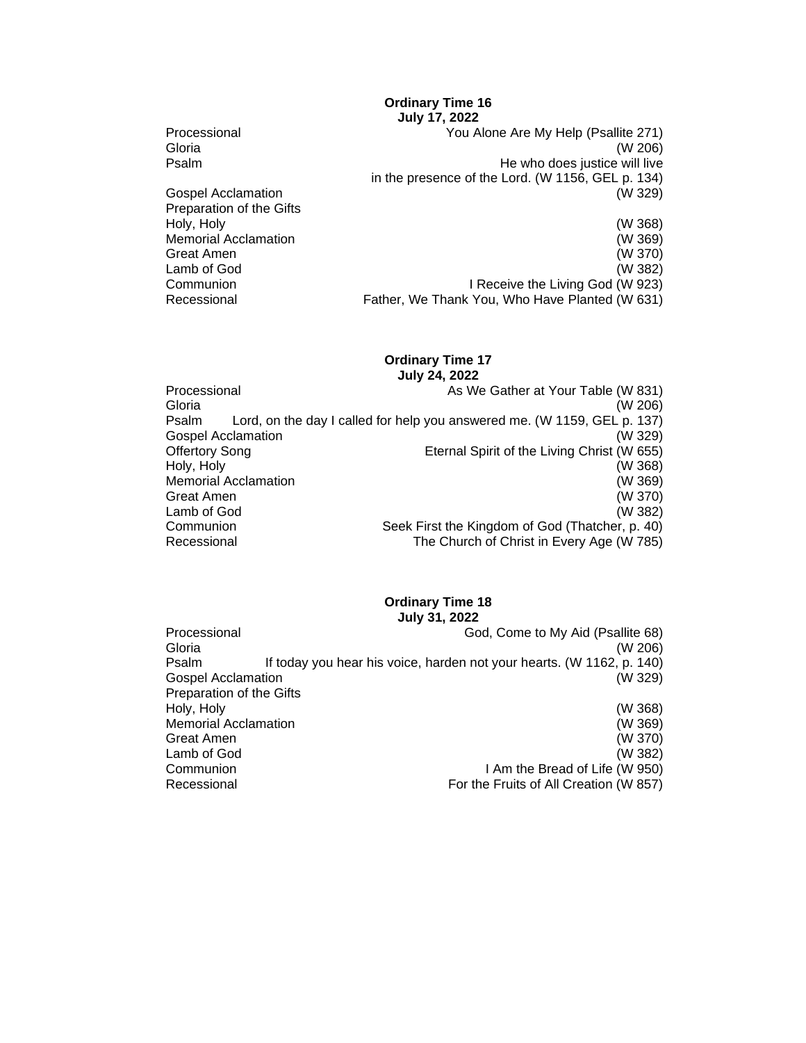**Ordinary Time 16**
**July 17, 2022**

| | |
|---|---|
| Processional | You Alone Are My Help (Psallite 271) |
| Gloria | (W 206) |
| Psalm | He who does justice will live in the presence of the Lord. (W 1156, GEL p. 134) |
| Gospel Acclamation | (W 329) |
| Preparation of the Gifts | |
| Holy, Holy | (W 368) |
| Memorial Acclamation | (W 369) |
| Great Amen | (W 370) |
| Lamb of God | (W 382) |
| Communion | I Receive the Living God (W 923) |
| Recessional | Father, We Thank You, Who Have Planted (W 631) |

**Ordinary Time 17**
**July 24, 2022**

| | |
|---|---|
| Processional | As We Gather at Your Table (W 831) |
| Gloria | (W 206) |
| Psalm | Lord, on the day I called for help you answered me. (W 1159, GEL p. 137) |
| Gospel Acclamation | (W 329) |
| Offertory Song | Eternal Spirit of the Living Christ (W 655) |
| Holy, Holy | (W 368) |
| Memorial Acclamation | (W 369) |
| Great Amen | (W 370) |
| Lamb of God | (W 382) |
| Communion | Seek First the Kingdom of God (Thatcher, p. 40) |
| Recessional | The Church of Christ in Every Age (W 785) |

**Ordinary Time 18**
**July 31, 2022**

| | |
|---|---|
| Processional | God, Come to My Aid (Psallite 68) |
| Gloria | (W 206) |
| Psalm | If today you hear his voice, harden not your hearts. (W 1162, p. 140) |
| Gospel Acclamation | (W 329) |
| Preparation of the Gifts | |
| Holy, Holy | (W 368) |
| Memorial Acclamation | (W 369) |
| Great Amen | (W 370) |
| Lamb of God | (W 382) |
| Communion | I Am the Bread of Life (W 950) |
| Recessional | For the Fruits of All Creation (W 857) |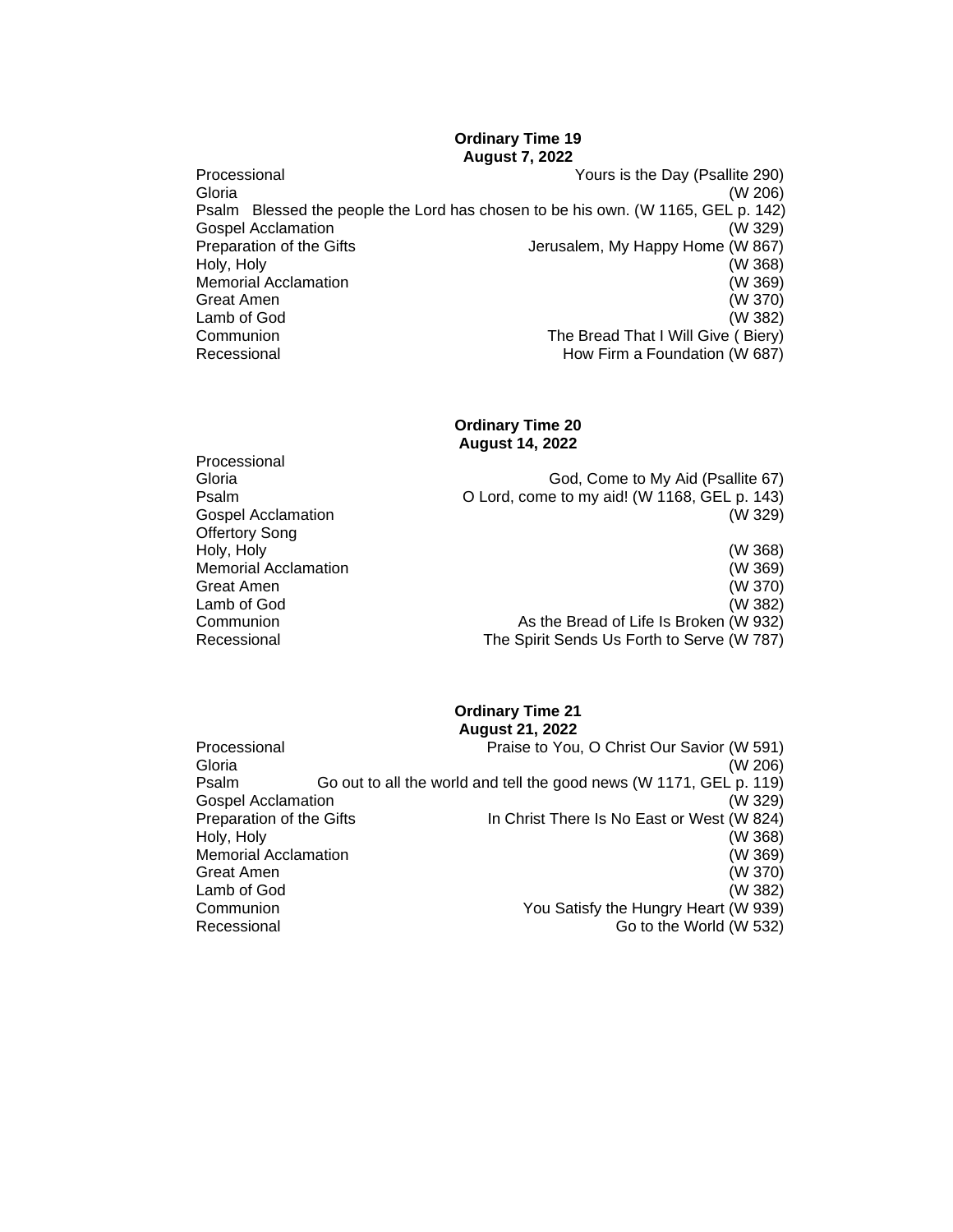**Ordinary Time 19**
**August 7, 2022**

| | |
|---|---|
| Processional | Yours is the Day (Psallite 290) |
| Gloria | (W 206) |
| Psalm | Blessed the people the Lord has chosen to be his own. (W 1165, GEL p. 142) |
| Gospel Acclamation | (W 329) |
| Preparation of the Gifts | Jerusalem, My Happy Home (W 867) |
| Holy, Holy | (W 368) |
| Memorial Acclamation | (W 369) |
| Great Amen | (W 370) |
| Lamb of God | (W 382) |
| Communion | The Bread That I Will Give ( Biery) |
| Recessional | How Firm a Foundation (W 687) |

**Ordinary Time 20**
**August 14, 2022**

| | |
|---|---|
| Processional | |
| Gloria | God, Come to My Aid (Psallite 67) |
| Psalm | O Lord, come to my aid! (W 1168, GEL p. 143) |
| Gospel Acclamation | (W 329) |
| Offertory Song | |
| Holy, Holy | (W 368) |
| Memorial Acclamation | (W 369) |
| Great Amen | (W 370) |
| Lamb of God | (W 382) |
| Communion | As the Bread of Life Is Broken (W 932) |
| Recessional | The Spirit Sends Us Forth to Serve (W 787) |

**Ordinary Time 21**
**August 21, 2022**

| | |
|---|---|
| Processional | Praise to You, O Christ Our Savior (W 591) |
| Gloria | (W 206) |
| Psalm | Go out to all the world and tell the good news (W 1171, GEL p. 119) |
| Gospel Acclamation | (W 329) |
| Preparation of the Gifts | In Christ There Is No East or West (W 824) |
| Holy, Holy | (W 368) |
| Memorial Acclamation | (W 369) |
| Great Amen | (W 370) |
| Lamb of God | (W 382) |
| Communion | You Satisfy the Hungry Heart (W 939) |
| Recessional | Go to the World (W 532) |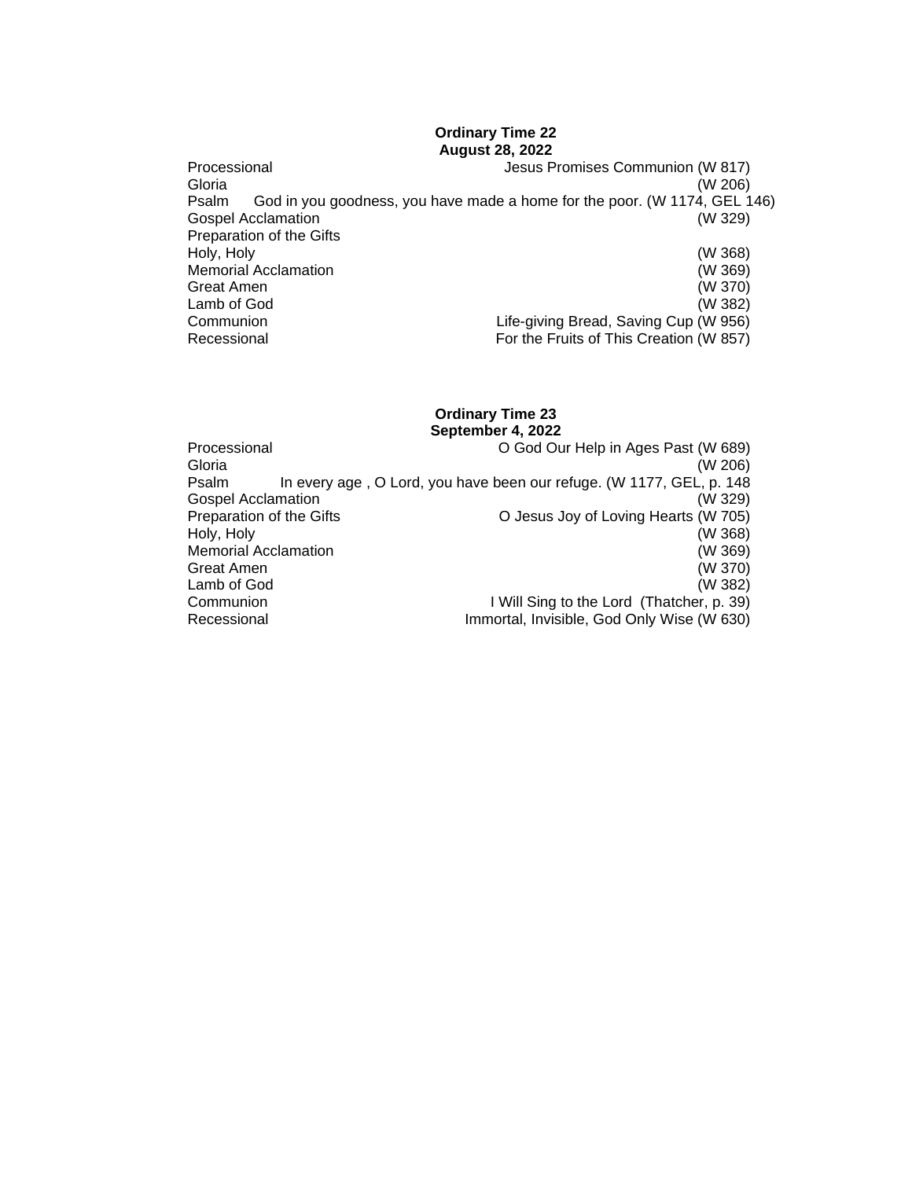**Ordinary Time 22**
**August 28, 2022**

| | |
|---|---|
| Processional | Jesus Promises Communion (W 817) |
| Gloria | (W 206) |
| Psalm | God in you goodness, you have made a home for the poor. (W 1174, GEL 146) |
| Gospel Acclamation | (W 329) |
| Preparation of the Gifts | |
| Holy, Holy | (W 368) |
| Memorial Acclamation | (W 369) |
| Great Amen | (W 370) |
| Lamb of God | (W 382) |
| Communion | Life-giving Bread, Saving Cup (W 956) |
| Recessional | For the Fruits of This Creation (W 857) |

**Ordinary Time 23**
**September 4, 2022**

| | |
|---|---|
| Processional | O God Our Help in Ages Past (W 689) |
| Gloria | (W 206) |
| Psalm | In every age , O Lord, you have been our refuge. (W 1177, GEL, p. 148 |
| Gospel Acclamation | (W 329) |
| Preparation of the Gifts | O Jesus Joy of Loving Hearts (W 705) |
| Holy, Holy | (W 368) |
| Memorial Acclamation | (W 369) |
| Great Amen | (W 370) |
| Lamb of God | (W 382) |
| Communion | I Will Sing to the Lord (Thatcher, p. 39) |
| Recessional | Immortal, Invisible, God Only Wise (W 630) |